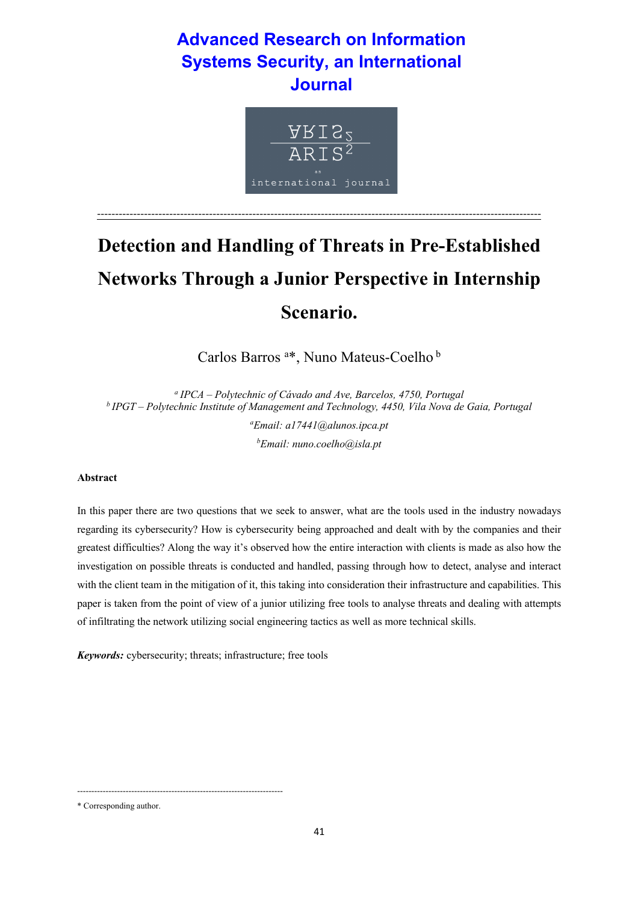# Detection and Handling of Threats in Pre-Established Networks Through a Junior Perspective in Internship Scenario.

Carlos Barros [a]*, Nuno Mateus-Coelho [b]

[a] *IPCA – Polytechnic of Cávado and Ave, Barcelos, 4750, Portugal*
[b] *IPGT – Polytechnic Institute of Management and Technology, 4450, Vila Nova de Gaia, Portugal*

[a]*Email: a17441@alunos.ipca.pt*

[b]*Email: nuno.coelho@isla.pt*

**Abstract**

In this paper there are two questions that we seek to answer, what are the tools used in the industry nowadays regarding its cybersecurity? How is cybersecurity being approached and dealt with by the companies and their greatest difficulties? Along the way it's observed how the entire interaction with clients is made as also how the investigation on possible threats is conducted and handled, passing through how to detect, analyse and interact with the client team in the mitigation of it, this taking into consideration their infrastructure and capabilities. This paper is taken from the point of view of a junior utilizing free tools to analyse threats and dealing with attempts of infiltrating the network utilizing social engineering tactics as well as more technical skills.

***Keywords:*** cybersecurity; threats; infrastructure; free tools

\* Corresponding author.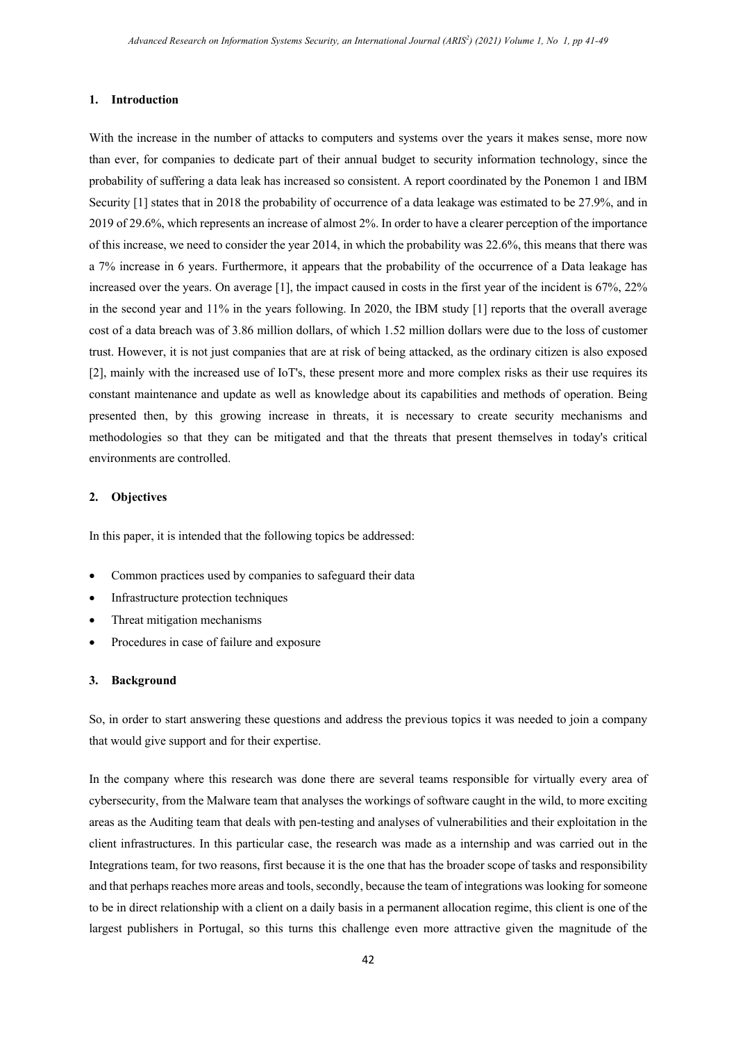## 1. Introduction

With the increase in the number of attacks to computers and systems over the years it makes sense, more now than ever, for companies to dedicate part of their annual budget to security information technology, since the probability of suffering a data leak has increased so consistent. A report coordinated by the Ponemon 1 and IBM Security [1] states that in 2018 the probability of occurrence of a data leakage was estimated to be 27.9%, and in 2019 of 29.6%, which represents an increase of almost 2%. In order to have a clearer perception of the importance of this increase, we need to consider the year 2014, in which the probability was 22.6%, this means that there was a 7% increase in 6 years. Furthermore, it appears that the probability of the occurrence of a Data leakage has increased over the years. On average [1], the impact caused in costs in the first year of the incident is 67%, 22% in the second year and 11% in the years following. In 2020, the IBM study [1] reports that the overall average cost of a data breach was of 3.86 million dollars, of which 1.52 million dollars were due to the loss of customer trust. However, it is not just companies that are at risk of being attacked, as the ordinary citizen is also exposed [2], mainly with the increased use of IoT's, these present more and more complex risks as their use requires its constant maintenance and update as well as knowledge about its capabilities and methods of operation. Being presented then, by this growing increase in threats, it is necessary to create security mechanisms and methodologies so that they can be mitigated and that the threats that present themselves in today's critical environments are controlled.

## 2. Objectives

In this paper, it is intended that the following topics be addressed:

- Common practices used by companies to safeguard their data
- Infrastructure protection techniques
- Threat mitigation mechanisms
- Procedures in case of failure and exposure

## 3. Background

So, in order to start answering these questions and address the previous topics it was needed to join a company that would give support and for their expertise.

In the company where this research was done there are several teams responsible for virtually every area of cybersecurity, from the Malware team that analyses the workings of software caught in the wild, to more exciting areas as the Auditing team that deals with pen-testing and analyses of vulnerabilities and their exploitation in the client infrastructures. In this particular case, the research was made as a internship and was carried out in the Integrations team, for two reasons, first because it is the one that has the broader scope of tasks and responsibility and that perhaps reaches more areas and tools, secondly, because the team of integrations was looking for someone to be in direct relationship with a client on a daily basis in a permanent allocation regime, this client is one of the largest publishers in Portugal, so this turns this challenge even more attractive given the magnitude of the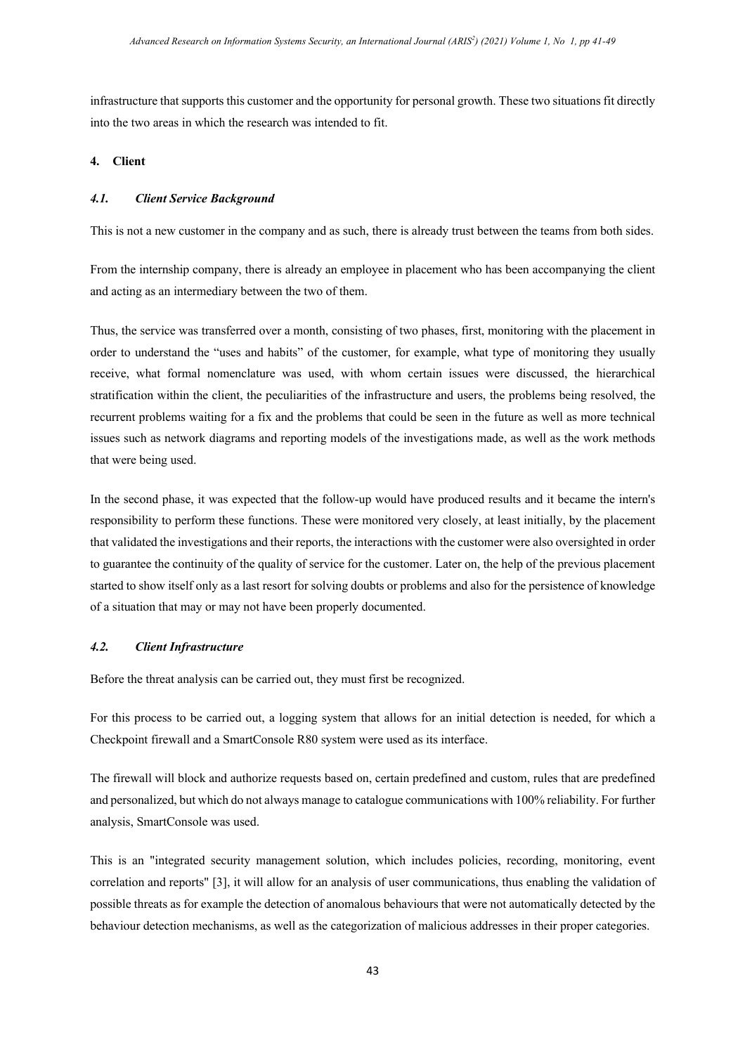infrastructure that supports this customer and the opportunity for personal growth. These two situations fit directly into the two areas in which the research was intended to fit.

## 4. Client

### *4.1. Client Service Background*

This is not a new customer in the company and as such, there is already trust between the teams from both sides.

From the internship company, there is already an employee in placement who has been accompanying the client and acting as an intermediary between the two of them.

Thus, the service was transferred over a month, consisting of two phases, first, monitoring with the placement in order to understand the "uses and habits" of the customer, for example, what type of monitoring they usually receive, what formal nomenclature was used, with whom certain issues were discussed, the hierarchical stratification within the client, the peculiarities of the infrastructure and users, the problems being resolved, the recurrent problems waiting for a fix and the problems that could be seen in the future as well as more technical issues such as network diagrams and reporting models of the investigations made, as well as the work methods that were being used.

In the second phase, it was expected that the follow-up would have produced results and it became the intern's responsibility to perform these functions. These were monitored very closely, at least initially, by the placement that validated the investigations and their reports, the interactions with the customer were also oversighted in order to guarantee the continuity of the quality of service for the customer. Later on, the help of the previous placement started to show itself only as a last resort for solving doubts or problems and also for the persistence of knowledge of a situation that may or may not have been properly documented.

### *4.2. Client Infrastructure*

Before the threat analysis can be carried out, they must first be recognized.

For this process to be carried out, a logging system that allows for an initial detection is needed, for which a Checkpoint firewall and a SmartConsole R80 system were used as its interface.

The firewall will block and authorize requests based on, certain predefined and custom, rules that are predefined and personalized, but which do not always manage to catalogue communications with 100% reliability. For further analysis, SmartConsole was used.

This is an "integrated security management solution, which includes policies, recording, monitoring, event correlation and reports" [3], it will allow for an analysis of user communications, thus enabling the validation of possible threats as for example the detection of anomalous behaviours that were not automatically detected by the behaviour detection mechanisms, as well as the categorization of malicious addresses in their proper categories.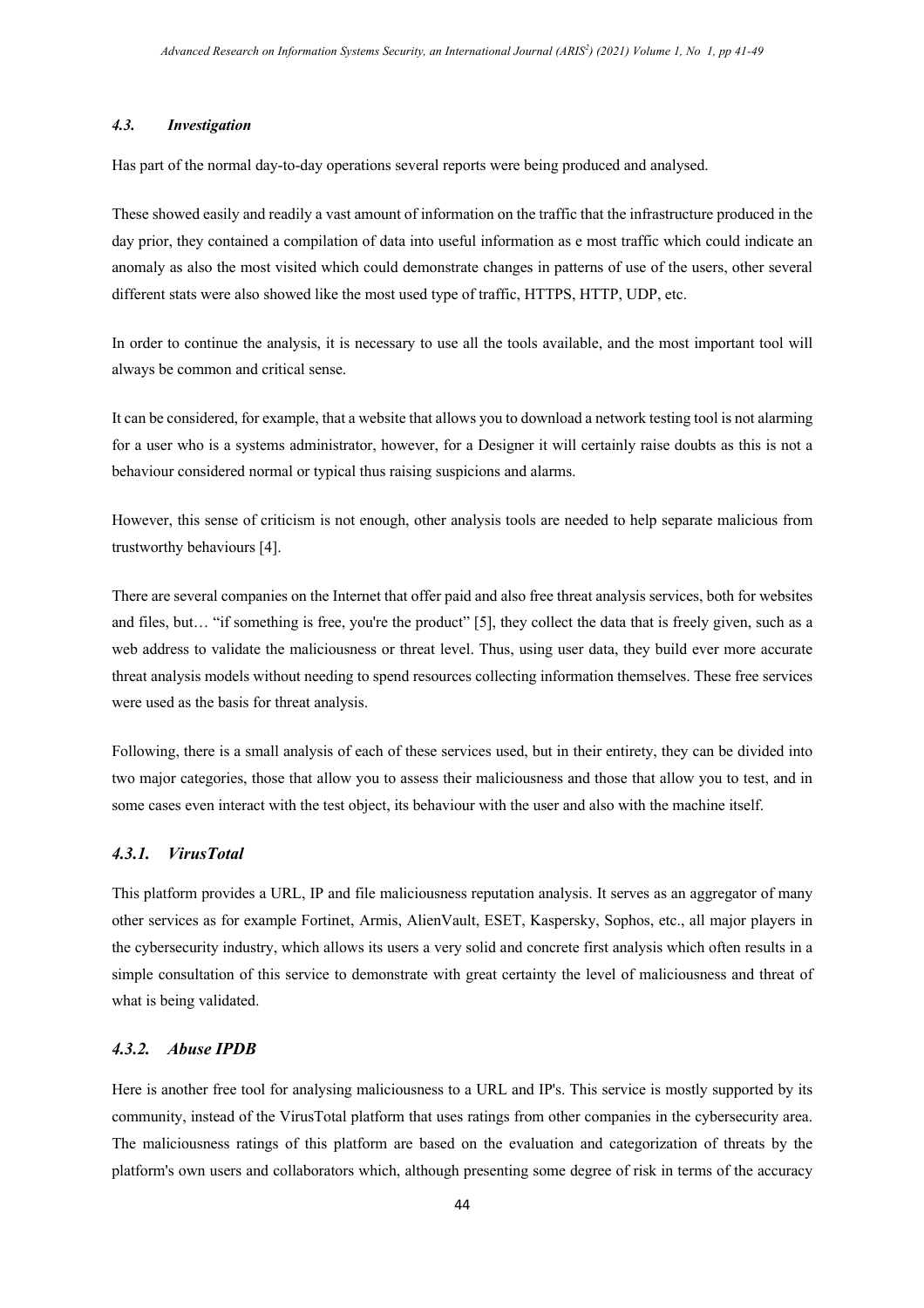### *4.3. Investigation*

Has part of the normal day-to-day operations several reports were being produced and analysed.

These showed easily and readily a vast amount of information on the traffic that the infrastructure produced in the day prior, they contained a compilation of data into useful information as e most traffic which could indicate an anomaly as also the most visited which could demonstrate changes in patterns of use of the users, other several different stats were also showed like the most used type of traffic, HTTPS, HTTP, UDP, etc.

In order to continue the analysis, it is necessary to use all the tools available, and the most important tool will always be common and critical sense.

It can be considered, for example, that a website that allows you to download a network testing tool is not alarming for a user who is a systems administrator, however, for a Designer it will certainly raise doubts as this is not a behaviour considered normal or typical thus raising suspicions and alarms.

However, this sense of criticism is not enough, other analysis tools are needed to help separate malicious from trustworthy behaviours [4].

There are several companies on the Internet that offer paid and also free threat analysis services, both for websites and files, but… "if something is free, you're the product" [5], they collect the data that is freely given, such as a web address to validate the maliciousness or threat level. Thus, using user data, they build ever more accurate threat analysis models without needing to spend resources collecting information themselves. These free services were used as the basis for threat analysis.

Following, there is a small analysis of each of these services used, but in their entirety, they can be divided into two major categories, those that allow you to assess their maliciousness and those that allow you to test, and in some cases even interact with the test object, its behaviour with the user and also with the machine itself.

#### *4.3.1. VirusTotal*

This platform provides a URL, IP and file maliciousness reputation analysis. It serves as an aggregator of many other services as for example Fortinet, Armis, AlienVault, ESET, Kaspersky, Sophos, etc., all major players in the cybersecurity industry, which allows its users a very solid and concrete first analysis which often results in a simple consultation of this service to demonstrate with great certainty the level of maliciousness and threat of what is being validated.

#### *4.3.2. Abuse IPDB*

Here is another free tool for analysing maliciousness to a URL and IP's. This service is mostly supported by its community, instead of the VirusTotal platform that uses ratings from other companies in the cybersecurity area. The maliciousness ratings of this platform are based on the evaluation and categorization of threats by the platform's own users and collaborators which, although presenting some degree of risk in terms of the accuracy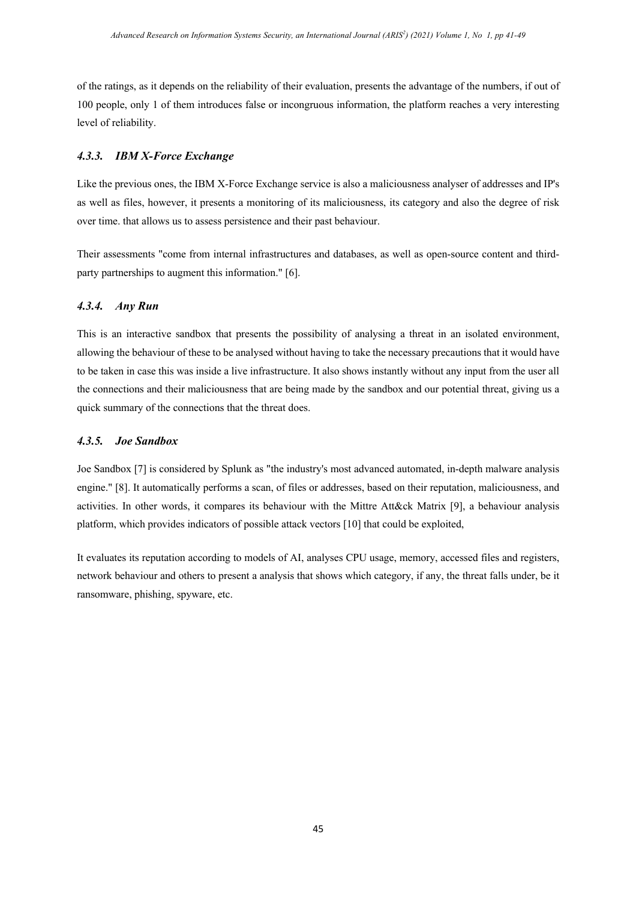of the ratings, as it depends on the reliability of their evaluation, presents the advantage of the numbers, if out of 100 people, only 1 of them introduces false or incongruous information, the platform reaches a very interesting level of reliability.

### *4.3.3. IBM X-Force Exchange*

Like the previous ones, the IBM X-Force Exchange service is also a maliciousness analyser of addresses and IP's as well as files, however, it presents a monitoring of its maliciousness, its category and also the degree of risk over time. that allows us to assess persistence and their past behaviour.

Their assessments "come from internal infrastructures and databases, as well as open-source content and third-party partnerships to augment this information." [6].

### *4.3.4. Any Run*

This is an interactive sandbox that presents the possibility of analysing a threat in an isolated environment, allowing the behaviour of these to be analysed without having to take the necessary precautions that it would have to be taken in case this was inside a live infrastructure. It also shows instantly without any input from the user all the connections and their maliciousness that are being made by the sandbox and our potential threat, giving us a quick summary of the connections that the threat does.

### *4.3.5. Joe Sandbox*

Joe Sandbox [7] is considered by Splunk as "the industry's most advanced automated, in-depth malware analysis engine." [8]. It automatically performs a scan, of files or addresses, based on their reputation, maliciousness, and activities. In other words, it compares its behaviour with the Mittre Att&ck Matrix [9], a behaviour analysis platform, which provides indicators of possible attack vectors [10] that could be exploited,

It evaluates its reputation according to models of AI, analyses CPU usage, memory, accessed files and registers, network behaviour and others to present a analysis that shows which category, if any, the threat falls under, be it ransomware, phishing, spyware, etc.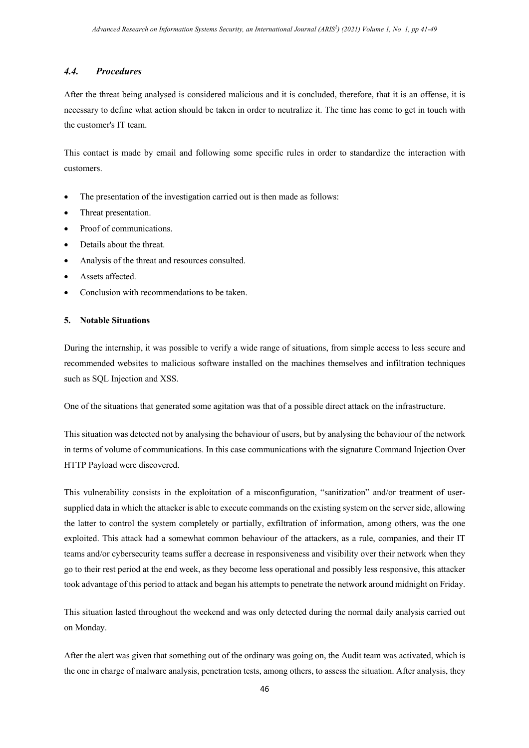### *4.4. Procedures*

After the threat being analysed is considered malicious and it is concluded, therefore, that it is an offense, it is necessary to define what action should be taken in order to neutralize it. The time has come to get in touch with the customer's IT team.

This contact is made by email and following some specific rules in order to standardize the interaction with customers.

- The presentation of the investigation carried out is then made as follows:
- Threat presentation.
- Proof of communications.
- Details about the threat.
- Analysis of the threat and resources consulted.
- Assets affected.
- Conclusion with recommendations to be taken.

## 5. Notable Situations

During the internship, it was possible to verify a wide range of situations, from simple access to less secure and recommended websites to malicious software installed on the machines themselves and infiltration techniques such as SQL Injection and XSS.

One of the situations that generated some agitation was that of a possible direct attack on the infrastructure.

This situation was detected not by analysing the behaviour of users, but by analysing the behaviour of the network in terms of volume of communications. In this case communications with the signature Command Injection Over HTTP Payload were discovered.

This vulnerability consists in the exploitation of a misconfiguration, "sanitization" and/or treatment of user-supplied data in which the attacker is able to execute commands on the existing system on the server side, allowing the latter to control the system completely or partially, exfiltration of information, among others, was the one exploited. This attack had a somewhat common behaviour of the attackers, as a rule, companies, and their IT teams and/or cybersecurity teams suffer a decrease in responsiveness and visibility over their network when they go to their rest period at the end week, as they become less operational and possibly less responsive, this attacker took advantage of this period to attack and began his attempts to penetrate the network around midnight on Friday.

This situation lasted throughout the weekend and was only detected during the normal daily analysis carried out on Monday.

After the alert was given that something out of the ordinary was going on, the Audit team was activated, which is the one in charge of malware analysis, penetration tests, among others, to assess the situation. After analysis, they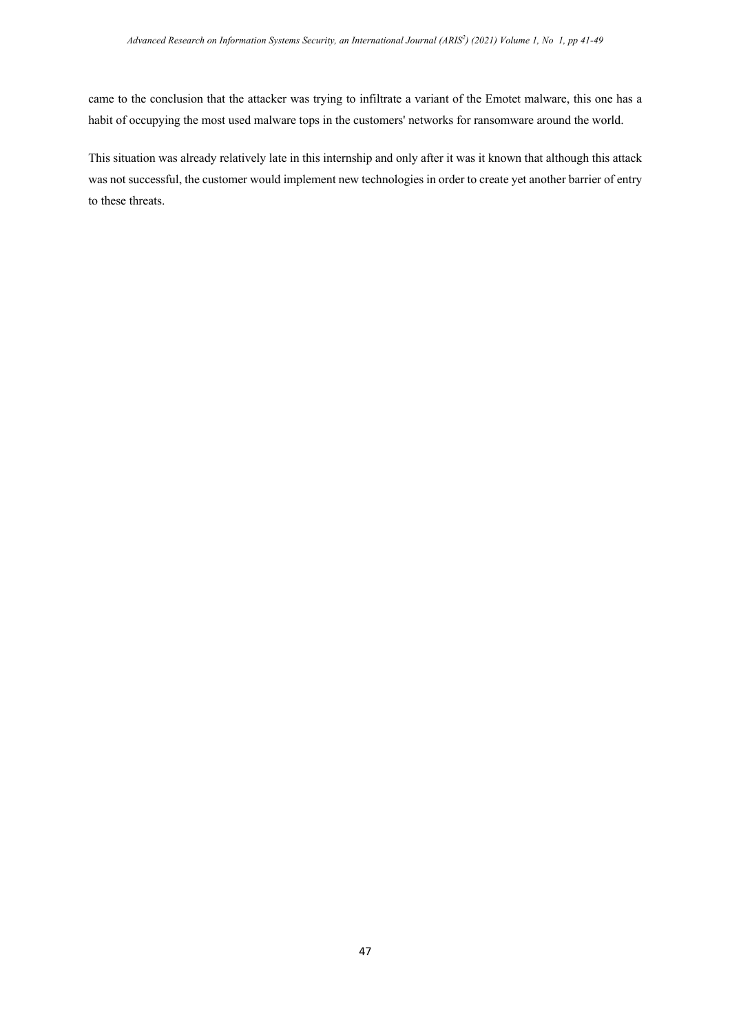came to the conclusion that the attacker was trying to infiltrate a variant of the Emotet malware, this one has a habit of occupying the most used malware tops in the customers' networks for ransomware around the world.

This situation was already relatively late in this internship and only after it was it known that although this attack was not successful, the customer would implement new technologies in order to create yet another barrier of entry to these threats.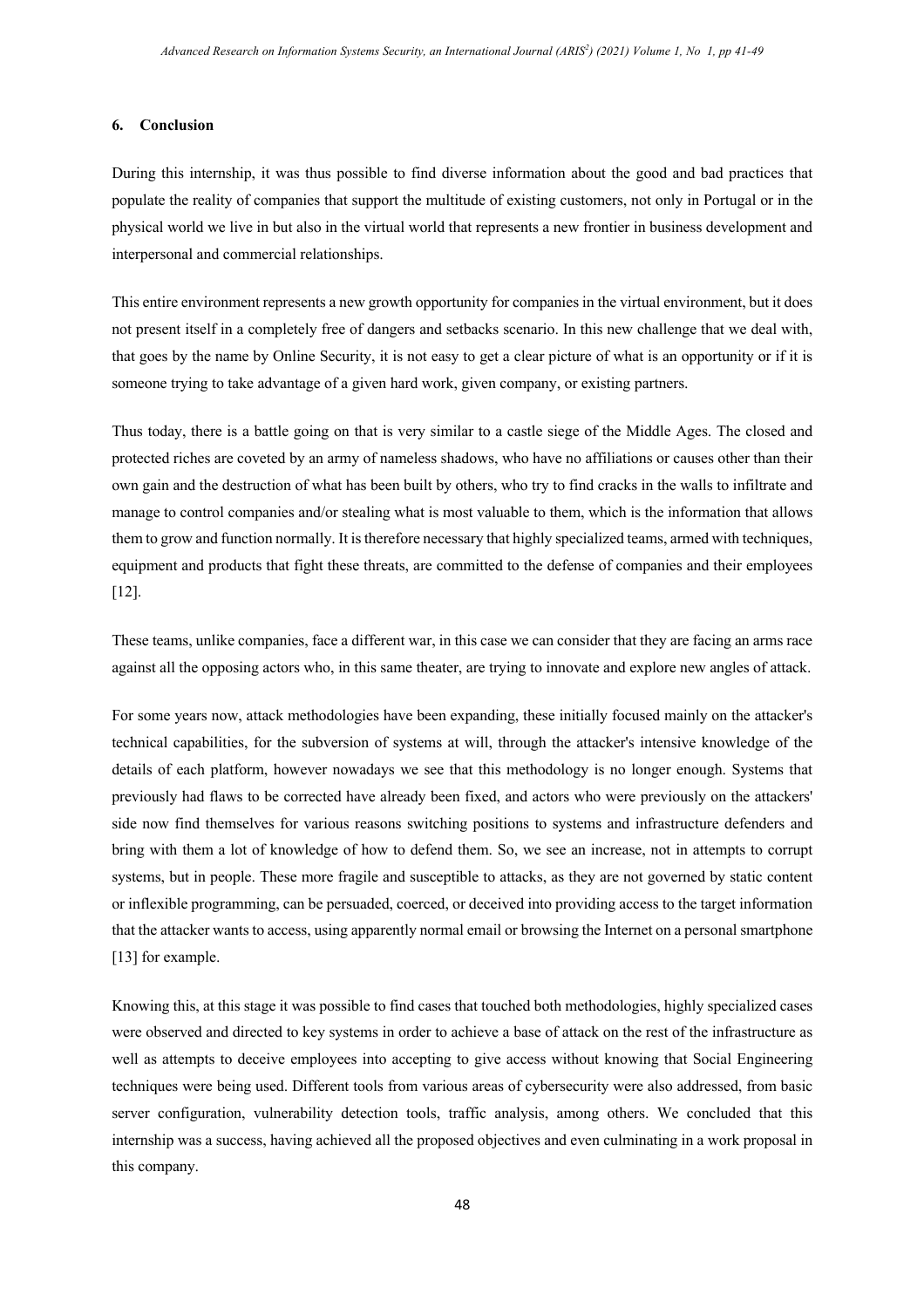## 6. Conclusion

During this internship, it was thus possible to find diverse information about the good and bad practices that populate the reality of companies that support the multitude of existing customers, not only in Portugal or in the physical world we live in but also in the virtual world that represents a new frontier in business development and interpersonal and commercial relationships.

This entire environment represents a new growth opportunity for companies in the virtual environment, but it does not present itself in a completely free of dangers and setbacks scenario. In this new challenge that we deal with, that goes by the name by Online Security, it is not easy to get a clear picture of what is an opportunity or if it is someone trying to take advantage of a given hard work, given company, or existing partners.

Thus today, there is a battle going on that is very similar to a castle siege of the Middle Ages. The closed and protected riches are coveted by an army of nameless shadows, who have no affiliations or causes other than their own gain and the destruction of what has been built by others, who try to find cracks in the walls to infiltrate and manage to control companies and/or stealing what is most valuable to them, which is the information that allows them to grow and function normally. It is therefore necessary that highly specialized teams, armed with techniques, equipment and products that fight these threats, are committed to the defense of companies and their employees [12].

These teams, unlike companies, face a different war, in this case we can consider that they are facing an arms race against all the opposing actors who, in this same theater, are trying to innovate and explore new angles of attack.

For some years now, attack methodologies have been expanding, these initially focused mainly on the attacker's technical capabilities, for the subversion of systems at will, through the attacker's intensive knowledge of the details of each platform, however nowadays we see that this methodology is no longer enough. Systems that previously had flaws to be corrected have already been fixed, and actors who were previously on the attackers' side now find themselves for various reasons switching positions to systems and infrastructure defenders and bring with them a lot of knowledge of how to defend them. So, we see an increase, not in attempts to corrupt systems, but in people. These more fragile and susceptible to attacks, as they are not governed by static content or inflexible programming, can be persuaded, coerced, or deceived into providing access to the target information that the attacker wants to access, using apparently normal email or browsing the Internet on a personal smartphone [13] for example.

Knowing this, at this stage it was possible to find cases that touched both methodologies, highly specialized cases were observed and directed to key systems in order to achieve a base of attack on the rest of the infrastructure as well as attempts to deceive employees into accepting to give access without knowing that Social Engineering techniques were being used. Different tools from various areas of cybersecurity were also addressed, from basic server configuration, vulnerability detection tools, traffic analysis, among others. We concluded that this internship was a success, having achieved all the proposed objectives and even culminating in a work proposal in this company.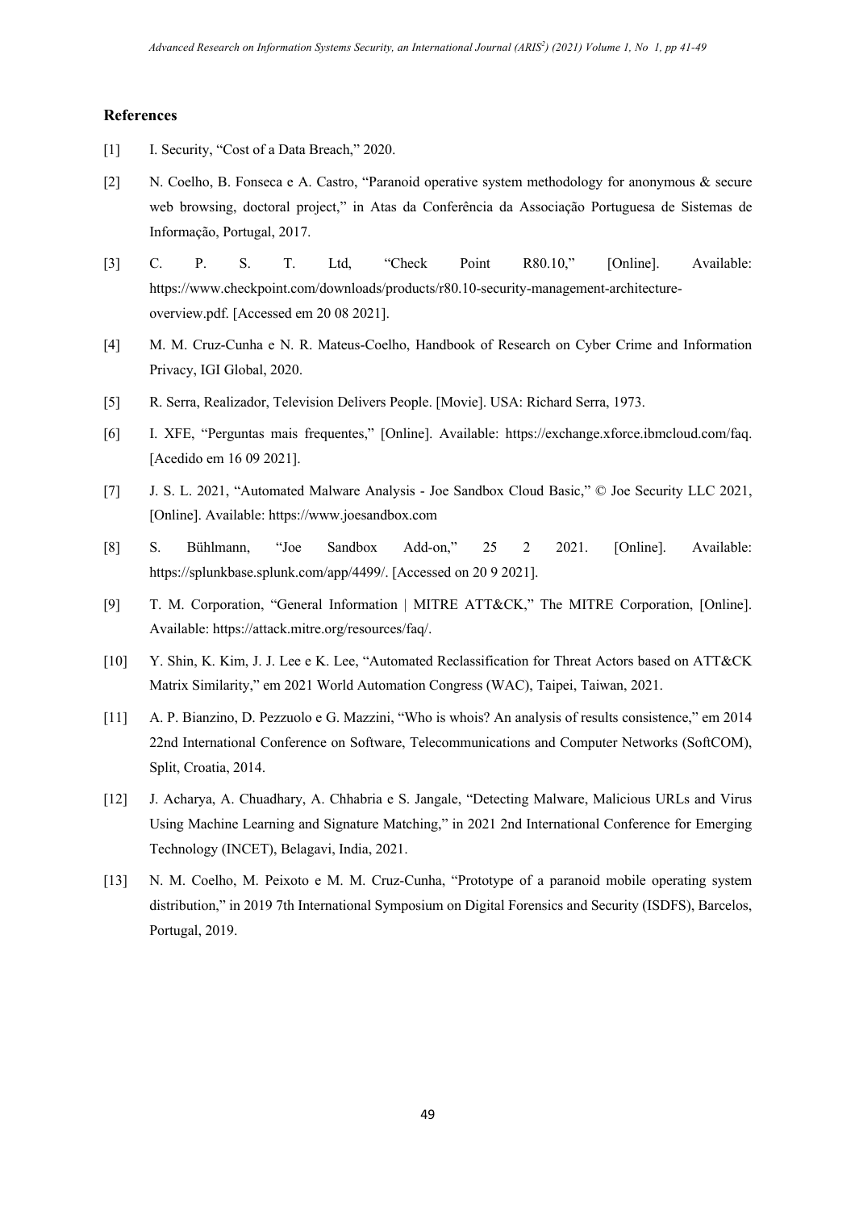## References

[1] I. Security, “Cost of a Data Breach,” 2020.

[2] N. Coelho, B. Fonseca e A. Castro, “Paranoid operative system methodology for anonymous & secure web browsing, doctoral project,” in Atas da Conferência da Associação Portuguesa de Sistemas de Informação, Portugal, 2017.

[3] C. P. S. T. Ltd, “Check Point R80.10,” [Online]. Available: https://www.checkpoint.com/downloads/products/r80.10-security-management-architecture-overview.pdf. [Accessed em 20 08 2021].

[4] M. M. Cruz-Cunha e N. R. Mateus-Coelho, Handbook of Research on Cyber Crime and Information Privacy, IGI Global, 2020.

[5] R. Serra, Realizador, Television Delivers People. [Movie]. USA: Richard Serra, 1973.

[6] I. XFE, “Perguntas mais frequentes,” [Online]. Available: https://exchange.xforce.ibmcloud.com/faq. [Acedido em 16 09 2021].

[7] J. S. L. 2021, “Automated Malware Analysis - Joe Sandbox Cloud Basic,” © Joe Security LLC 2021, [Online]. Available: https://www.joesandbox.com

[8] S. Bühlmann, “Joe Sandbox Add-on,” 25 2 2021. [Online]. Available: https://splunkbase.splunk.com/app/4499/. [Accessed on 20 9 2021].

[9] T. M. Corporation, “General Information | MITRE ATT&CK,” The MITRE Corporation, [Online]. Available: https://attack.mitre.org/resources/faq/.

[10] Y. Shin, K. Kim, J. J. Lee e K. Lee, “Automated Reclassification for Threat Actors based on ATT&CK Matrix Similarity,” em 2021 World Automation Congress (WAC), Taipei, Taiwan, 2021.

[11] A. P. Bianzino, D. Pezzuolo e G. Mazzini, “Who is whois? An analysis of results consistence,” em 2014 22nd International Conference on Software, Telecommunications and Computer Networks (SoftCOM), Split, Croatia, 2014.

[12] J. Acharya, A. Chuadhary, A. Chhabria e S. Jangale, “Detecting Malware, Malicious URLs and Virus Using Machine Learning and Signature Matching,” in 2021 2nd International Conference for Emerging Technology (INCET), Belagavi, India, 2021.

[13] N. M. Coelho, M. Peixoto e M. M. Cruz-Cunha, “Prototype of a paranoid mobile operating system distribution,” in 2019 7th International Symposium on Digital Forensics and Security (ISDFS), Barcelos, Portugal, 2019.